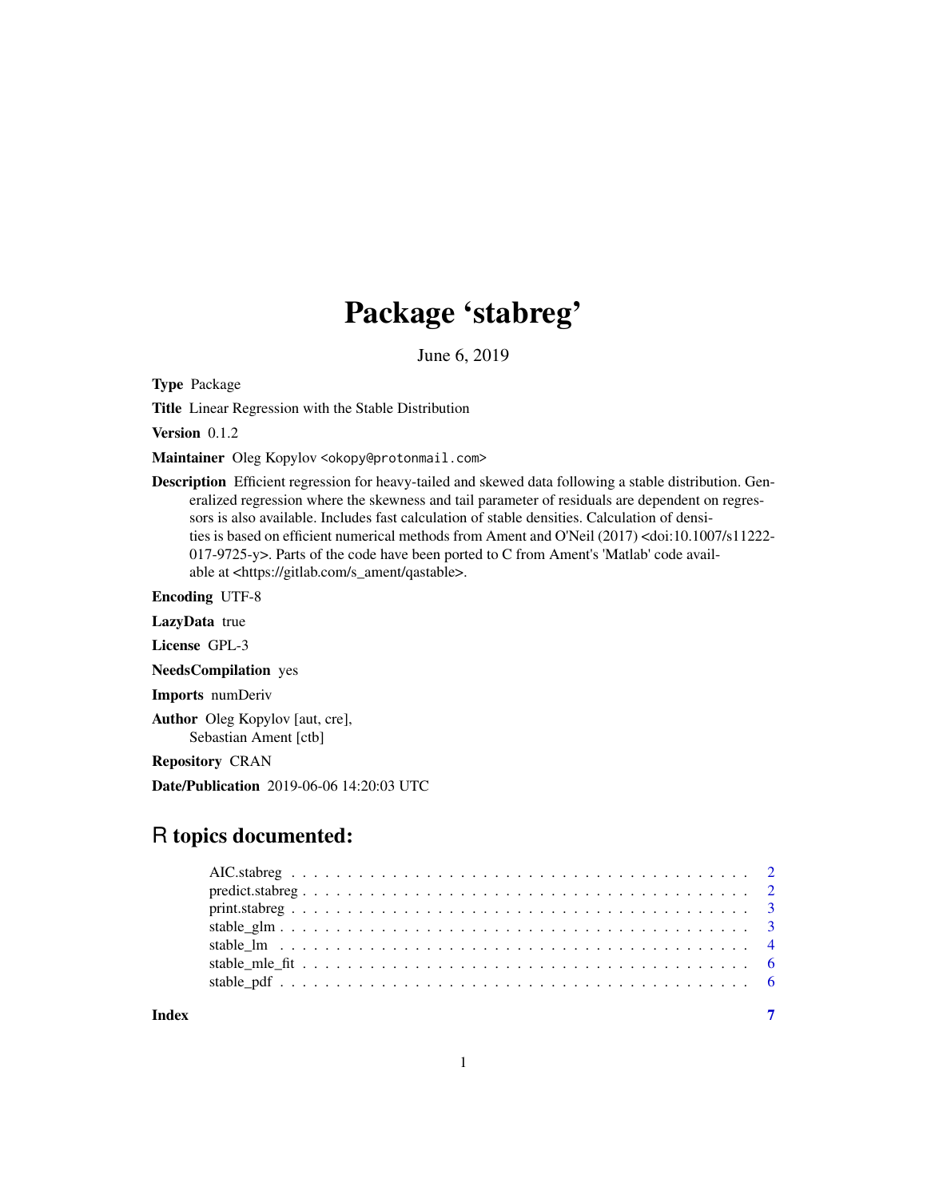# Package 'stabreg'

June 6, 2019

**Type** Package

**Title** Linear Regression with the Stable Distribution

**Version** 0.1.2

**Maintainer** Oleg Kopylov <okopy@protonmail.com>

**Description** Efficient regression for heavy-tailed and skewed data following a stable distribution. Generalized regression where the skewness and tail parameter of residuals are dependent on regressors is also available. Includes fast calculation of stable densities. Calculation of densities is based on efficient numerical methods from Ament and O'Neil (2017) <doi:10.1007/s11222-017-9725-y>. Parts of the code have been ported to C from Ament's 'Matlab' code available at <https://gitlab.com/s_ament/qastable>.

**Encoding** UTF-8

**LazyData** true

**License** GPL-3

**NeedsCompilation** yes

**Imports** numDeriv

**Author** Oleg Kopylov [aut, cre],
Sebastian Ament [ctb]

**Repository** CRAN

**Date/Publication** 2019-06-06 14:20:03 UTC

## R topics documented:

- AIC.stabreg . . . . . . . . . . . . . . . . . . . . . . . . . . . . . . . . . . . . . . . . 2
- predict.stabreg . . . . . . . . . . . . . . . . . . . . . . . . . . . . . . . . . . . . . . . 2
- print.stabreg . . . . . . . . . . . . . . . . . . . . . . . . . . . . . . . . . . . . . . . . 3
- stable_glm . . . . . . . . . . . . . . . . . . . . . . . . . . . . . . . . . . . . . . . . . 3
- stable_lm . . . . . . . . . . . . . . . . . . . . . . . . . . . . . . . . . . . . . . . . . . 4
- stable_mle_fit . . . . . . . . . . . . . . . . . . . . . . . . . . . . . . . . . . . . . . . 6
- stable_pdf . . . . . . . . . . . . . . . . . . . . . . . . . . . . . . . . . . . . . . . . . 6

**Index** 7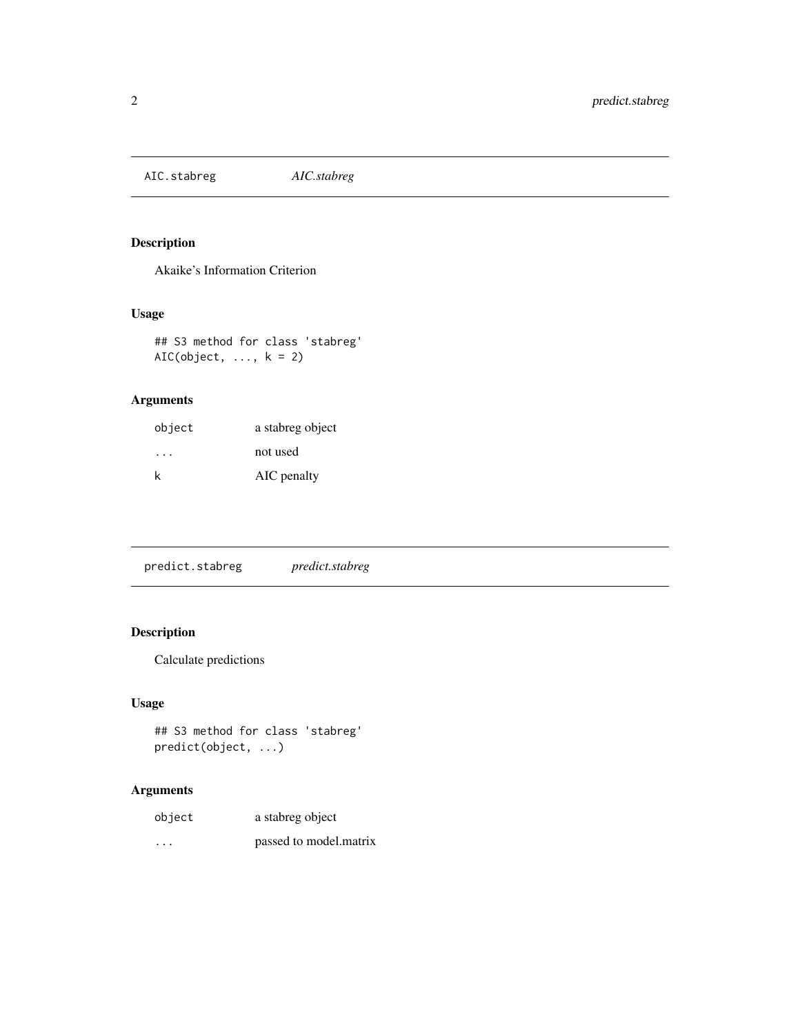## AIC.stabreg *AIC.stabreg*

### Description

Akaike's Information Criterion

### Usage

```
## S3 method for class 'stabreg'
AIC(object, ..., k = 2)
```

### Arguments

| | |
|---|---|
| object | a stabreg object |
| ... | not used |
| k | AIC penalty |

## predict.stabreg *predict.stabreg*

### Description

Calculate predictions

### Usage

```
## S3 method for class 'stabreg'
predict(object, ...)
```

### Arguments

| | |
|---|---|
| object | a stabreg object |
| ... | passed to model.matrix |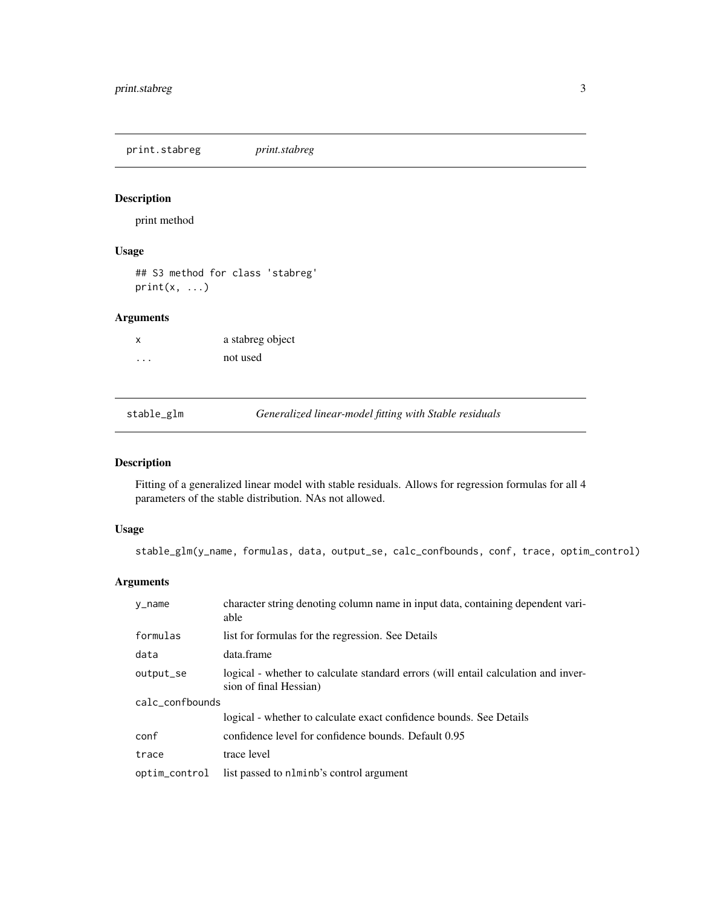## print.stabreg *print.stabreg*

### Description

print method

### Usage

```
## S3 method for class 'stabreg'
print(x, ...)
```

### Arguments

| | |
|---|---|
| x | a stabreg object |
| ... | not used |

## stable_glm *Generalized linear-model fitting with Stable residuals*

### Description

Fitting of a generalized linear model with stable residuals. Allows for regression formulas for all 4 parameters of the stable distribution. NAs not allowed.

### Usage

```
stable_glm(y_name, formulas, data, output_se, calc_confbounds, conf, trace, optim_control)
```

### Arguments

| | |
|---|---|
| y_name | character string denoting column name in input data, containing dependent variable |
| formulas | list for formulas for the regression. See Details |
| data | data.frame |
| output_se | logical - whether to calculate standard errors (will entail calculation and inversion of final Hessian) |
| calc_confbounds | logical - whether to calculate exact confidence bounds. See Details |
| conf | confidence level for confidence bounds. Default 0.95 |
| trace | trace level |
| optim_control | list passed to nlminb's control argument |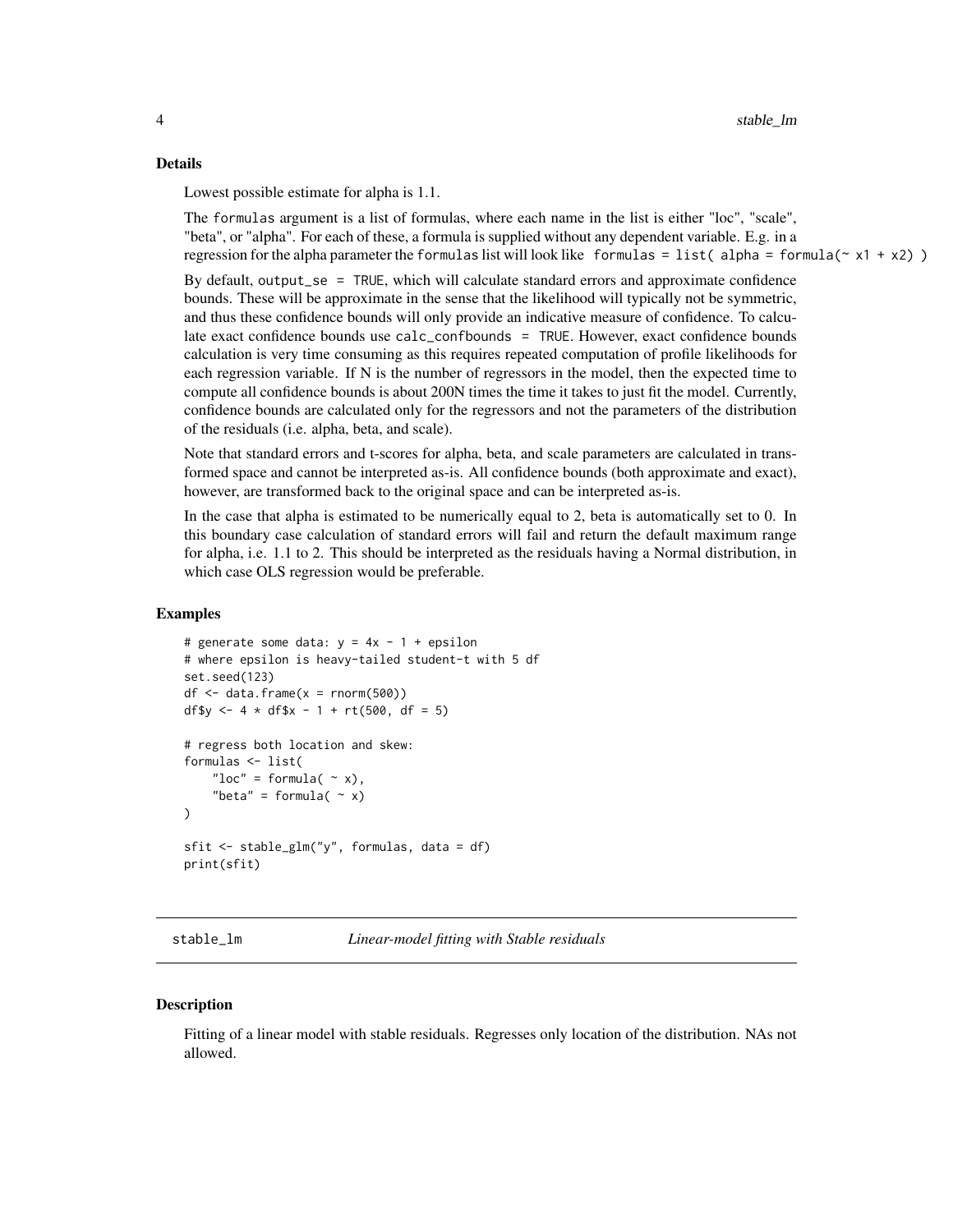### Details

Lowest possible estimate for alpha is 1.1.

The `formulas` argument is a list of formulas, where each name in the list is either "loc", "scale", "beta", or "alpha". For each of these, a formula is supplied without any dependent variable. E.g. in a regression for the alpha parameter the `formulas` list will look like `formulas = list( alpha = formula(~ x1 + x2) )`

By default, `output_se = TRUE`, which will calculate standard errors and approximate confidence bounds. These will be approximate in the sense that the likelihood will typically not be symmetric, and thus these confidence bounds will only provide an indicative measure of confidence. To calculate exact confidence bounds use `calc_confbounds = TRUE`. However, exact confidence bounds calculation is very time consuming as this requires repeated computation of profile likelihoods for each regression variable. If N is the number of regressors in the model, then the expected time to compute all confidence bounds is about 200N times the time it takes to just fit the model. Currently, confidence bounds are calculated only for the regressors and not the parameters of the distribution of the residuals (i.e. alpha, beta, and scale).

Note that standard errors and t-scores for alpha, beta, and scale parameters are calculated in transformed space and cannot be interpreted as-is. All confidence bounds (both approximate and exact), however, are transformed back to the original space and can be interpreted as-is.

In the case that alpha is estimated to be numerically equal to 2, beta is automatically set to 0. In this boundary case calculation of standard errors will fail and return the default maximum range for alpha, i.e. 1.1 to 2. This should be interpreted as the residuals having a Normal distribution, in which case OLS regression would be preferable.

### Examples

```
# generate some data: y = 4x - 1 + epsilon
# where epsilon is heavy-tailed student-t with 5 df
set.seed(123)
df <- data.frame(x = rnorm(500))
df$y <- 4 * df$x - 1 + rt(500, df = 5)

# regress both location and skew:
formulas <- list(
    "loc" = formula( ~ x),
    "beta" = formula( ~ x)
)

sfit <- stable_glm("y", formulas, data = df)
print(sfit)
```

---

## stable_lm — *Linear-model fitting with Stable residuals*

### Description

Fitting of a linear model with stable residuals. Regresses only location of the distribution. NAs not allowed.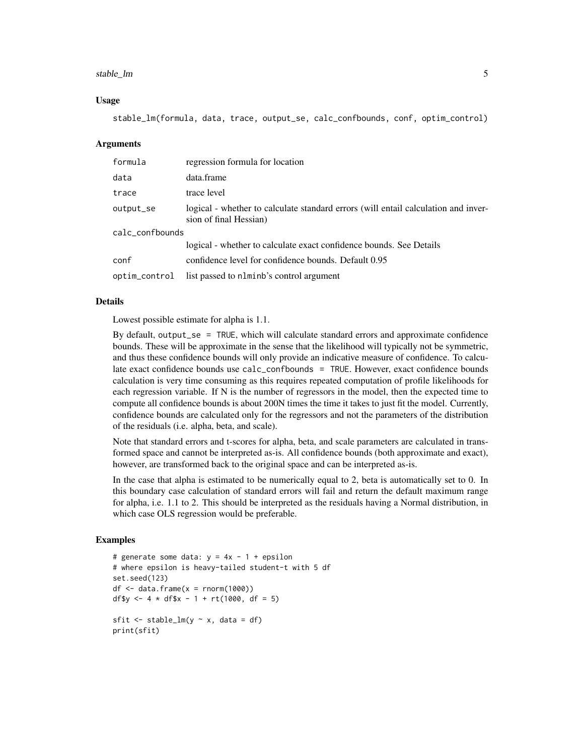### Usage

```
stable_lm(formula, data, trace, output_se, calc_confbounds, conf, optim_control)
```

### Arguments

| Argument | Description |
| --- | --- |
| formula | regression formula for location |
| data | data.frame |
| trace | trace level |
| output_se | logical - whether to calculate standard errors (will entail calculation and inversion of final Hessian) |
| calc_confbounds | logical - whether to calculate exact confidence bounds. See Details |
| conf | confidence level for confidence bounds. Default 0.95 |
| optim_control | list passed to nlminb's control argument |

### Details

Lowest possible estimate for alpha is 1.1.

By default, `output_se = TRUE`, which will calculate standard errors and approximate confidence bounds. These will be approximate in the sense that the likelihood will typically not be symmetric, and thus these confidence bounds will only provide an indicative measure of confidence. To calculate exact confidence bounds use `calc_confbounds = TRUE`. However, exact confidence bounds calculation is very time consuming as this requires repeated computation of profile likelihoods for each regression variable. If N is the number of regressors in the model, then the expected time to compute all confidence bounds is about 200N times the time it takes to just fit the model. Currently, confidence bounds are calculated only for the regressors and not the parameters of the distribution of the residuals (i.e. alpha, beta, and scale).

Note that standard errors and t-scores for alpha, beta, and scale parameters are calculated in transformed space and cannot be interpreted as-is. All confidence bounds (both approximate and exact), however, are transformed back to the original space and can be interpreted as-is.

In the case that alpha is estimated to be numerically equal to 2, beta is automatically set to 0. In this boundary case calculation of standard errors will fail and return the default maximum range for alpha, i.e. 1.1 to 2. This should be interpreted as the residuals having a Normal distribution, in which case OLS regression would be preferable.

### Examples

```
# generate some data: y = 4x - 1 + epsilon
# where epsilon is heavy-tailed student-t with 5 df
set.seed(123)
df <- data.frame(x = rnorm(1000))
df$y <- 4 * df$x - 1 + rt(1000, df = 5)

sfit <- stable_lm(y ~ x, data = df)
print(sfit)
```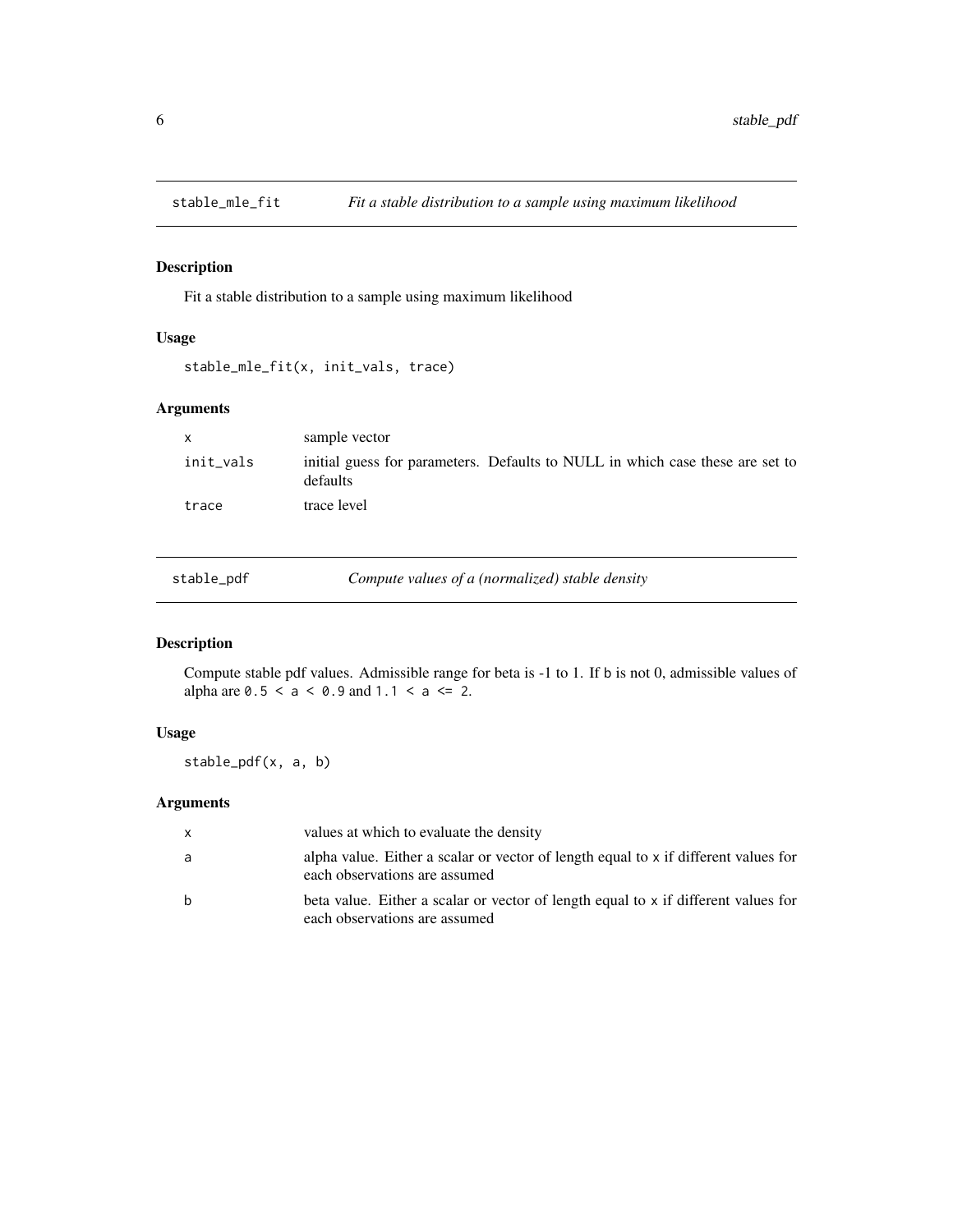## stable_mle_fit *Fit a stable distribution to a sample using maximum likelihood*

### Description

Fit a stable distribution to a sample using maximum likelihood

### Usage

```
stable_mle_fit(x, init_vals, trace)
```

### Arguments

| | |
|---|---|
| `x` | sample vector |
| `init_vals` | initial guess for parameters. Defaults to NULL in which case these are set to defaults |
| `trace` | trace level |

## stable_pdf *Compute values of a (normalized) stable density*

### Description

Compute stable pdf values. Admissible range for beta is -1 to 1. If `b` is not 0, admissible values of alpha are `0.5 < a < 0.9` and `1.1 < a <= 2`.

### Usage

```
stable_pdf(x, a, b)
```

### Arguments

| | |
|---|---|
| `x` | values at which to evaluate the density |
| `a` | alpha value. Either a scalar or vector of length equal to `x` if different values for each observations are assumed |
| `b` | beta value. Either a scalar or vector of length equal to `x` if different values for each observations are assumed |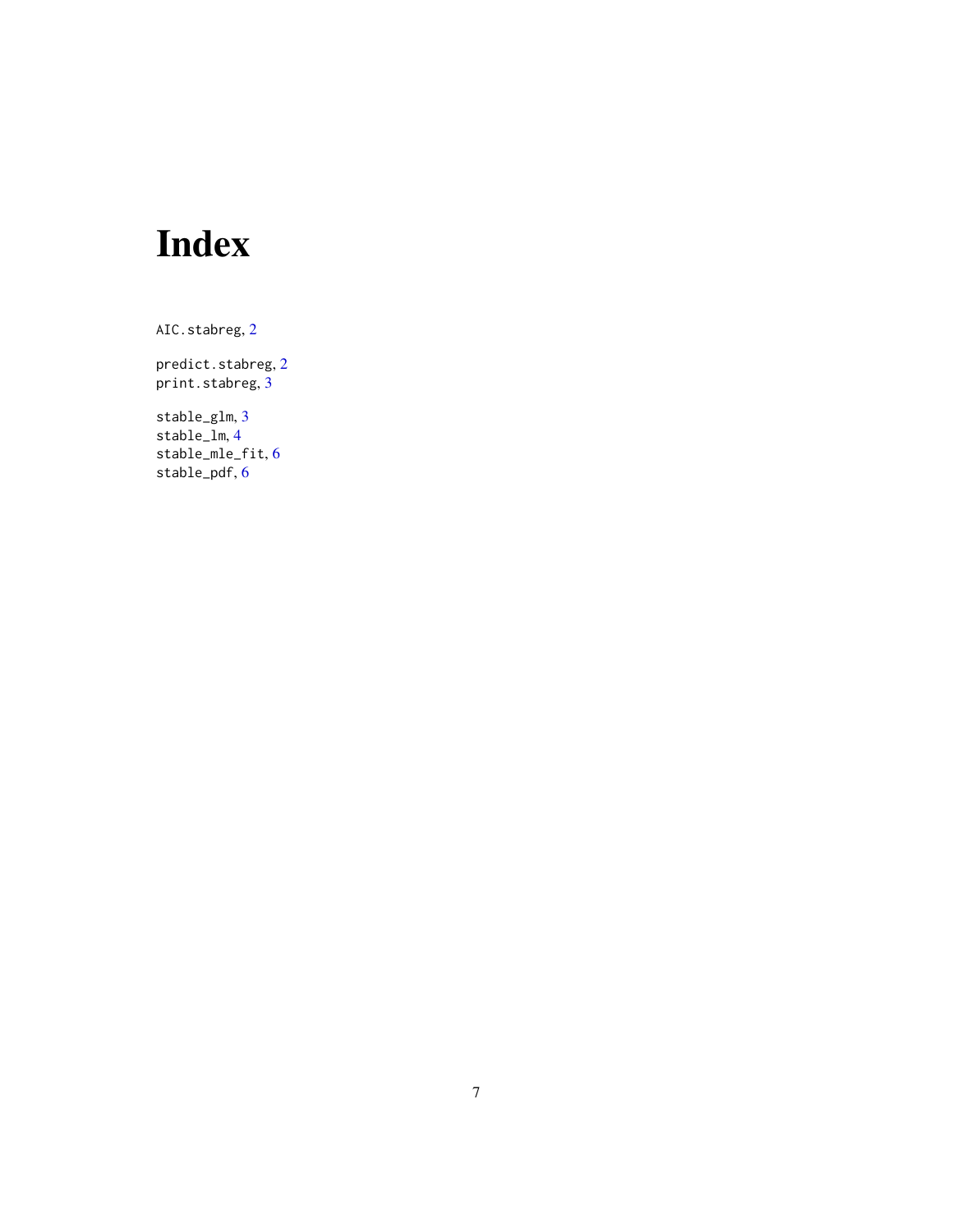# Index

AIC.stabreg, 2

predict.stabreg, 2
print.stabreg, 3

stable_glm, 3
stable_lm, 4
stable_mle_fit, 6
stable_pdf, 6